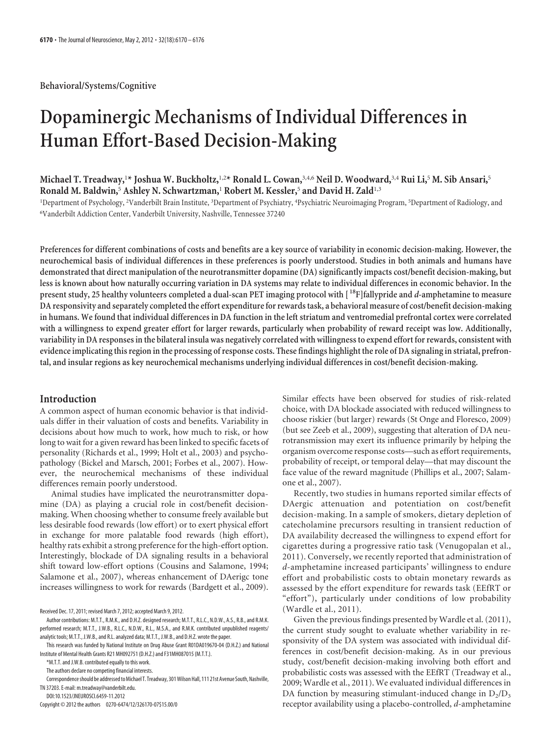Behavioral/Systems/Cognitive

# Dopaminergic Mechanisms of Individual Differences in Human Effort-Based Decision-Making

**Michael T. Treadway,[1]* Joshua W. Buckholtz,[1,2]* Ronald L. Cowan,[3,4,6] Neil D. Woodward,[3,4] Rui Li,[5] M. Sib Ansari,[5] Ronald M. Baldwin,[5] Ashley N. Schwartzman,[1] Robert M. Kessler,[5] and David H. Zald[1,3]**

[1]Department of Psychology, [2]Vanderbilt Brain Institute, [3]Department of Psychiatry, [4]Psychiatric Neuroimaging Program, [5]Department of Radiology, and [6]Vanderbilt Addiction Center, Vanderbilt University, Nashville, Tennessee 37240

**Preferences for different combinations of costs and benefits are a key source of variability in economic decision-making. However, the neurochemical basis of individual differences in these preferences is poorly understood. Studies in both animals and humans have demonstrated that direct manipulation of the neurotransmitter dopamine (DA) significantly impacts cost/benefit decision-making, but less is known about how naturally occurring variation in DA systems may relate to individual differences in economic behavior. In the present study, 25 healthy volunteers completed a dual-scan PET imaging protocol with [$^{18}$F]fallypride and *d*-amphetamine to measure DA responsivity and separately completed the effort expenditure for rewards task, a behavioral measure of cost/benefit decision-making in humans. We found that individual differences in DA function in the left striatum and ventromedial prefrontal cortex were correlated with a willingness to expend greater effort for larger rewards, particularly when probability of reward receipt was low. Additionally, variability in DA responses in the bilateral insula was negatively correlated with willingness to expend effort for rewards, consistent with evidence implicating this region in the processing of response costs. These findings highlight the role of DA signaling in striatal, prefrontal, and insular regions as key neurochemical mechanisms underlying individual differences in cost/benefit decision-making.**

## Introduction

A common aspect of human economic behavior is that individuals differ in their valuation of costs and benefits. Variability in decisions about how much to work, how much to risk, or how long to wait for a given reward has been linked to specific facets of personality (Richards et al., 1999; Holt et al., 2003) and psychopathology (Bickel and Marsch, 2001; Forbes et al., 2007). However, the neurochemical mechanisms of these individual differences remain poorly understood.

Animal studies have implicated the neurotransmitter dopamine (DA) as playing a crucial role in cost/benefit decision-making. When choosing whether to consume freely available but less desirable food rewards (low effort) or to exert physical effort in exchange for more palatable food rewards (high effort), healthy rats exhibit a strong preference for the high-effort option. Interestingly, blockade of DA signaling results in a behavioral shift toward low-effort options (Cousins and Salamone, 1994; Salamone et al., 2007), whereas enhancement of DAerigc tone increases willingness to work for rewards (Bardgett et al., 2009). Similar effects have been observed for studies of risk-related choice, with DA blockade associated with reduced willingness to choose riskier (but larger) rewards (St Onge and Floresco, 2009) (but see Zeeb et al., 2009), suggesting that alteration of DA neurotransmission may exert its influence primarily by helping the organism overcome response costs—such as effort requirements, probability of receipt, or temporal delay—that may discount the face value of the reward magnitude (Phillips et al., 2007; Salamone et al., 2007).

Recently, two studies in humans reported similar effects of DAergic attenuation and potentiation on cost/benefit decision-making. In a sample of smokers, dietary depletion of catecholamine precursors resulting in transient reduction of DA availability decreased the willingness to expend effort for cigarettes during a progressive ratio task (Venugopalan et al., 2011). Conversely, we recently reported that administration of *d*-amphetamine increased participants' willingness to endure effort and probabilistic costs to obtain monetary rewards as assessed by the effort expenditure for rewards task (EEfRT or "effort"), particularly under conditions of low probability (Wardle et al., 2011).

Given the previous findings presented by Wardle et al. (2011), the current study sought to evaluate whether variability in responsivity of the DA system was associated with individual differences in cost/benefit decision-making. As in our previous study, cost/benefit decision-making involving both effort and probabilistic costs was assessed with the EEfRT (Treadway et al., 2009; Wardle et al., 2011). We evaluated individual differences in DA function by measuring stimulant-induced change in $D_2/D_3$ receptor availability using a placebo-controlled, *d*-amphetamine

Received Dec. 17, 2011; revised March 7, 2012; accepted March 9, 2012.

Author contributions: M.T.T., R.M.K., and D.H.Z. designed research; M.T.T., R.L.C., N.D.W., A.S., R.B., and R.M.K. performed research; M.T.T., J.W.B., R.L.C., N.D.W., R.L., M.S.A., and R.M.K. contributed unpublished reagents/analytic tools; M.T.T., J.W.B., and R.L. analyzed data; M.T.T., J.W.B., and D.H.Z. wrote the paper.

This research was funded by National Institute on Drug Abuse Grant R01DA019670-04 (D.H.Z.) and National Institute of Mental Health Grants R21 MH092751 (D.H.Z.) and F31MH087015 (M.T.T.).

*M.T.T. and J.W.B. contributed equally to this work.

The authors declare no competing financial interests.

Correspondence should be addressed to Michael T. Treadway, 301 Wilson Hall, 111 21st Avenue South, Nashville, TN 37203. E-mail: m.treadway@vanderbilt.edu.

DOI:10.1523/JNEUROSCI.6459-11.2012

Copyright © 2012 the authors 0270-6474/12/326170-07$15.00/0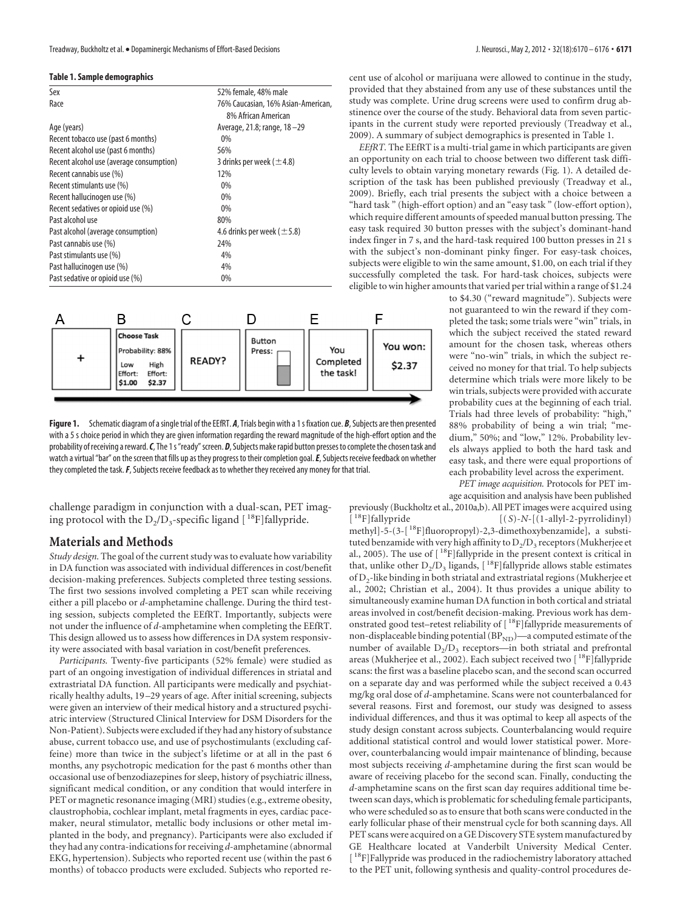**Table 1. Sample demographics**

| | |
|---|---|
| Sex | 52% female, 48% male |
| Race | 76% Caucasian, 16% Asian-American, 8% African American |
| Age (years) | Average, 21.8; range, 18–29 |
| Recent tobacco use (past 6 months) | 0% |
| Recent alcohol use (past 6 months) | 56% |
| Recent alcohol use (average consumption) | 3 drinks per week (±4.8) |
| Recent cannabis use (%) | 12% |
| Recent stimulants use (%) | 0% |
| Recent hallucinogen use (%) | 0% |
| Recent sedatives or opioid use (%) | 0% |
| Past alcohol use | 80% |
| Past alcohol (average consumption) | 4.6 drinks per week (±5.8) |
| Past cannabis use (%) | 24% |
| Past stimulants use (%) | 4% |
| Past hallucinogen use (%) | 4% |
| Past sedative or opioid use (%) | 0% |

A B C D E F

+ | Choose Task Probability: 88% Low Effort: $1.00 High Effort: $2.37 | READY? | Button Press: | You Completed the task! | You won: $2.37

**Figure 1.** Schematic diagram of a single trial of the EEfRT. ***A***, Trials begin with a 1 s fixation cue. ***B***, Subjects are then presented with a 5 s choice period in which they are given information regarding the reward magnitude of the high-effort option and the probability of receiving a reward. ***C***, The 1 s "ready" screen. ***D***, Subjects make rapid button presses to complete the chosen task and watch a virtual "bar" on the screen that fills up as they progress to their completion goal. ***E***, Subjects receive feedback on whether they completed the task. ***F***, Subjects receive feedback as to whether they received any money for that trial.

challenge paradigm in conjunction with a dual-scan, PET imaging protocol with the $D_2/D_3$-specific ligand [$^{18}$F]fallypride.

## Materials and Methods

*Study design.* The goal of the current study was to evaluate how variability in DA function was associated with individual differences in cost/benefit decision-making preferences. Subjects completed three testing sessions. The first two sessions involved completing a PET scan while receiving either a pill placebo or *d*-amphetamine challenge. During the third testing session, subjects completed the EEfRT. Importantly, subjects were not under the influence of *d*-amphetamine when completing the EEfRT. This design allowed us to assess how differences in DA system responsivity were associated with basal variation in cost/benefit preferences.

*Participants.* Twenty-five participants (52% female) were studied as part of an ongoing investigation of individual differences in striatal and extrastriatal DA function. All participants were medically and psychiatrically healthy adults, 19–29 years of age. After initial screening, subjects were given an interview of their medical history and a structured psychiatric interview (Structured Clinical Interview for DSM Disorders for the Non-Patient). Subjects were excluded if they had any history of substance abuse, current tobacco use, and use of psychostimulants (excluding caffeine) more than twice in the subject's lifetime or at all in the past 6 months, any psychotropic medication for the past 6 months other than occasional use of benzodiazepines for sleep, history of psychiatric illness, significant medical condition, or any condition that would interfere in PET or magnetic resonance imaging (MRI) studies (e.g., extreme obesity, claustrophobia, cochlear implant, metal fragments in eyes, cardiac pacemaker, neural stimulator, metallic body inclusions or other metal implanted in the body, and pregnancy). Participants were also excluded if they had any contra-indications for receiving *d*-amphetamine (abnormal EKG, hypertension). Subjects who reported recent use (within the past 6 months) of tobacco products were excluded. Subjects who reported recent use of alcohol or marijuana were allowed to continue in the study, provided that they abstained from any use of these substances until the study was complete. Urine drug screens were used to confirm drug abstinence over the course of the study. Behavioral data from seven participants in the current study were reported previously (Treadway et al., 2009). A summary of subject demographics is presented in Table 1.

*EEfRT.* The EEfRT is a multi-trial game in which participants are given an opportunity on each trial to choose between two different task difficulty levels to obtain varying monetary rewards (Fig. 1). A detailed description of the task has been published previously (Treadway et al., 2009). Briefly, each trial presents the subject with a choice between a "hard task" (high-effort option) and an "easy task" (low-effort option), which require different amounts of speeded manual button pressing. The easy task required 30 button presses with the subject's dominant-hand index finger in 7 s, and the hard-task required 100 button presses in 21 s with the subject's non-dominant pinky finger. For easy-task choices, subjects were eligible to win the same amount, $1.00, on each trial if they successfully completed the task. For hard-task choices, subjects were eligible to win higher amounts that varied per trial within a range of $1.24 to $4.30 ("reward magnitude"). Subjects were not guaranteed to win the reward if they completed the task; some trials were "win" trials, in which the subject received the stated reward amount for the chosen task, whereas others were "no-win" trials, in which the subject received no money for that trial. To help subjects determine which trials were more likely to be win trials, subjects were provided with accurate probability cues at the beginning of each trial. Trials had three levels of probability: "high," 88% probability of being a win trial; "medium," 50%; and "low," 12%. Probability levels always applied to both the hard task and easy task, and there were equal proportions of each probability level across the experiment.

*PET image acquisition.* Protocols for PET image acquisition and analysis have been published previously (Buckholtz et al., 2010a,b). All PET images were acquired using [$^{18}$F]fallypride [(*S*)-*N*-[(1-allyl-2-pyrrolidinyl)methyl]-5-(3-[$^{18}$F]fluoropropyl)-2,3-dimethoxybenzamide], a substituted benzamide with very high affinity to $D_2/D_3$ receptors (Mukherjee et al., 2005). The use of [$^{18}$F]fallypride in the present context is critical in that, unlike other $D_2/D_3$ ligands, [$^{18}$F]fallypride allows stable estimates of $D_2$-like binding in both striatal and extrastriatal regions (Mukherjee et al., 2002; Christian et al., 2004). It thus provides a unique ability to simultaneously examine human DA function in both cortical and striatal areas involved in cost/benefit decision-making. Previous work has demonstrated good test–retest reliability of [$^{18}$F]fallypride measurements of non-displaceable binding potential ($BP_{ND}$)—a computed estimate of the number of available $D_2/D_3$ receptors—in both striatal and prefrontal areas (Mukherjee et al., 2002). Each subject received two [$^{18}$F]fallypride scans: the first was a baseline placebo scan, and the second scan occurred on a separate day and was performed while the subject received a 0.43 mg/kg oral dose of *d*-amphetamine. Scans were not counterbalanced for several reasons. First and foremost, our study was designed to assess individual differences, and thus it was optimal to keep all aspects of the study design constant across subjects. Counterbalancing would require additional statistical control and would lower statistical power. Moreover, counterbalancing would impair maintenance of blinding, because most subjects receiving *d*-amphetamine during the first scan would be aware of receiving placebo for the second scan. Finally, conducting the *d*-amphetamine scans on the first scan day requires additional time between scan days, which is problematic for scheduling female participants, who were scheduled so as to ensure that both scans were conducted in the early follicular phase of their menstrual cycle for both scanning days. All PET scans were acquired on a GE Discovery STE system manufactured by GE Healthcare located at Vanderbilt University Medical Center. [$^{18}$F]Fallypride was produced in the radiochemistry laboratory attached to the PET unit, following synthesis and quality-control procedures de-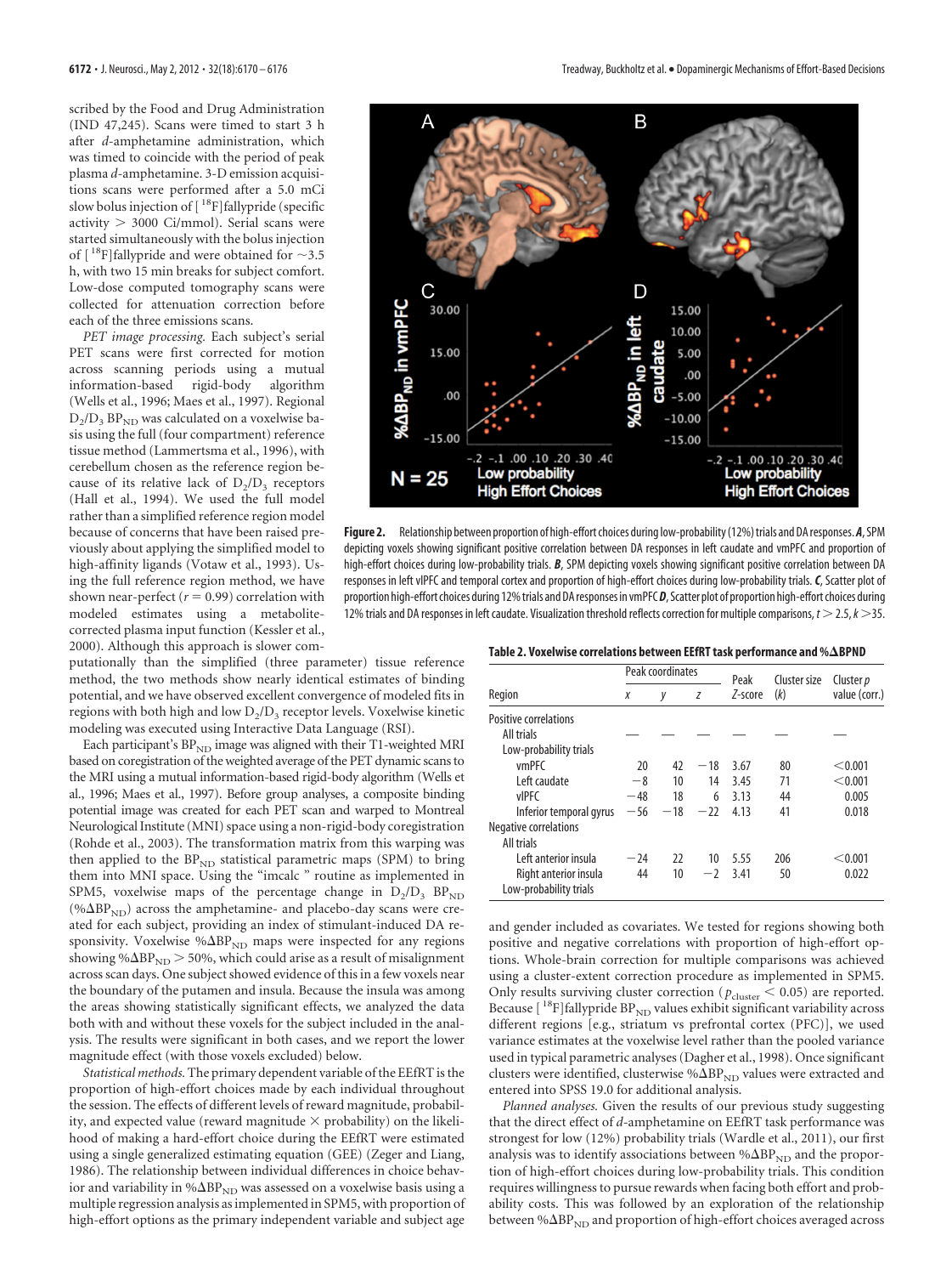scribed by the Food and Drug Administration (IND 47,245). Scans were timed to start 3 h after *d*-amphetamine administration, which was timed to coincide with the period of peak plasma *d*-amphetamine. 3-D emission acquisitions scans were performed after a 5.0 mCi slow bolus injection of [$^{18}$F]fallypride (specific activity > 3000 Ci/mmol). Serial scans were started simultaneously with the bolus injection of [$^{18}$F]fallypride and were obtained for ~3.5 h, with two 15 min breaks for subject comfort. Low-dose computed tomography scans were collected for attenuation correction before each of the three emissions scans.

*PET image processing.* Each subject's serial PET scans were first corrected for motion across scanning periods using a mutual information-based rigid-body algorithm (Wells et al., 1996; Maes et al., 1997). Regional $D_2/D_3$ $BP_{ND}$ was calculated on a voxelwise basis using the full (four compartment) reference tissue method (Lammertsma et al., 1996), with cerebellum chosen as the reference region because of its relative lack of $D_2/D_3$ receptors (Hall et al., 1994). We used the full model rather than a simplified reference region model because of concerns that have been raised previously about applying the simplified model to high-affinity ligands (Votaw et al., 1993). Using the full reference region method, we have shown near-perfect ($r = 0.99$) correlation with modeled estimates using a metabolite-corrected plasma input function (Kessler et al., 2000). Although this approach is slower computationally than the simplified (three parameter) tissue reference method, the two methods show nearly identical estimates of binding potential, and we have observed excellent convergence of modeled fits in regions with both high and low $D_2/D_3$ receptor levels. Voxelwise kinetic modeling was executed using Interactive Data Language (RSI).

Each participant's $BP_{ND}$ image was aligned with their T1-weighted MRI based on coregistration of the weighted average of the PET dynamic scans to the MRI using a mutual information-based rigid-body algorithm (Wells et al., 1996; Maes et al., 1997). Before group analyses, a composite binding potential image was created for each PET scan and warped to Montreal Neurological Institute (MNI) space using a non-rigid-body coregistration (Rohde et al., 2003). The transformation matrix from this warping was then applied to the $BP_{ND}$ statistical parametric maps (SPM) to bring them into MNI space. Using the "imcalc" routine as implemented in SPM5, voxelwise maps of the percentage change in $D_2/D_3$ $BP_{ND}$ (%$\Delta BP_{ND}$) across the amphetamine- and placebo-day scans were created for each subject, providing an index of stimulant-induced DA responsivity. Voxelwise %$\Delta BP_{ND}$ maps were inspected for any regions showing %$\Delta BP_{ND}$ > 50%, which could arise as a result of misalignment across scan days. One subject showed evidence of this in a few voxels near the boundary of the putamen and insula. Because the insula was among the areas showing statistically significant effects, we analyzed the data both with and without these voxels for the subject included in the analysis. The results were significant in both cases, and we report the lower magnitude effect (with those voxels excluded) below.

*Statistical methods.* The primary dependent variable of the EEfRT is the proportion of high-effort choices made by each individual throughout the session. The effects of different levels of reward magnitude, probability, and expected value (reward magnitude × probability) on the likelihood of making a hard-effort choice during the EEfRT were estimated using a single generalized estimating equation (GEE) (Zeger and Liang, 1986). The relationship between individual differences in choice behavior and variability in %$\Delta BP_{ND}$ was assessed on a voxelwise basis using a multiple regression analysis as implemented in SPM5, with proportion of high-effort options as the primary independent variable and subject age and gender included as covariates. We tested for regions showing both positive and negative correlations with proportion of high-effort options. Whole-brain correction for multiple comparisons was achieved using a cluster-extent correction procedure as implemented in SPM5. Only results surviving cluster correction ($p_{cluster} < 0.05$) are reported. Because [$^{18}$F]fallypride $BP_{ND}$ values exhibit significant variability across different regions [e.g., striatum vs prefrontal cortex (PFC)], we used variance estimates at the voxelwise level rather than the pooled variance used in typical parametric analyses (Dagher et al., 1998). Once significant clusters were identified, clusterwise %$\Delta BP_{ND}$ values were extracted and entered into SPSS 19.0 for additional analysis.

*Planned analyses.* Given the results of our previous study suggesting that the direct effect of *d*-amphetamine on EEfRT task performance was strongest for low (12%) probability trials (Wardle et al., 2011), our first analysis was to identify associations between %$\Delta BP_{ND}$ and the proportion of high-effort choices during low-probability trials. This condition requires willingness to pursue rewards when facing both effort and probability costs. This was followed by an exploration of the relationship between %$\Delta BP_{ND}$ and proportion of high-effort choices averaged across

**Figure 2.** Relationship between proportion of high-effort choices during low-probability (12%) trials and DA responses. ***A***, SPM depicting voxels showing significant positive correlation between DA responses in left caudate and vmPFC and proportion of high-effort choices during low-probability trials. ***B***, SPM depicting voxels showing significant positive correlation between DA responses in left vlPFC and temporal cortex and proportion of high-effort choices during low-probability trials. ***C***, Scatter plot of proportion high-effort choices during 12% trials and DA responses in vmPFC ***D***, Scatter plot of proportion high-effort choices during 12% trials and DA responses in left caudate. Visualization threshold reflects correction for multiple comparisons, $t > 2.5$, $k > 35$.

**Table 2. Voxelwise correlations between EEfRT task performance and %ΔBPND**

| Region | Peak coordinates | | | Peak | Cluster size | Cluster *p* |
|---|---|---|---|---|---|---|
| | *x* | *y* | *z* | *Z*-score | (*k*) | value (corr.) |
| Positive correlations | | | | | | |
| All trials | — | — | — | — | — | — |
| Low-probability trials | | | | | | |
| vmPFC | 20 | 42 | −18 | 3.67 | 80 | <0.001 |
| Left caudate | −8 | 10 | 14 | 3.45 | 71 | <0.001 |
| vlPFC | −48 | 18 | 6 | 3.13 | 44 | 0.005 |
| Inferior temporal gyrus | −56 | −18 | −22 | 4.13 | 41 | 0.018 |
| Negative correlations | | | | | | |
| All trials | | | | | | |
| Left anterior insula | −24 | 22 | 10 | 5.55 | 206 | <0.001 |
| Right anterior insula | 44 | 10 | −2 | 3.41 | 50 | 0.022 |
| Low-probability trials | | | | | | |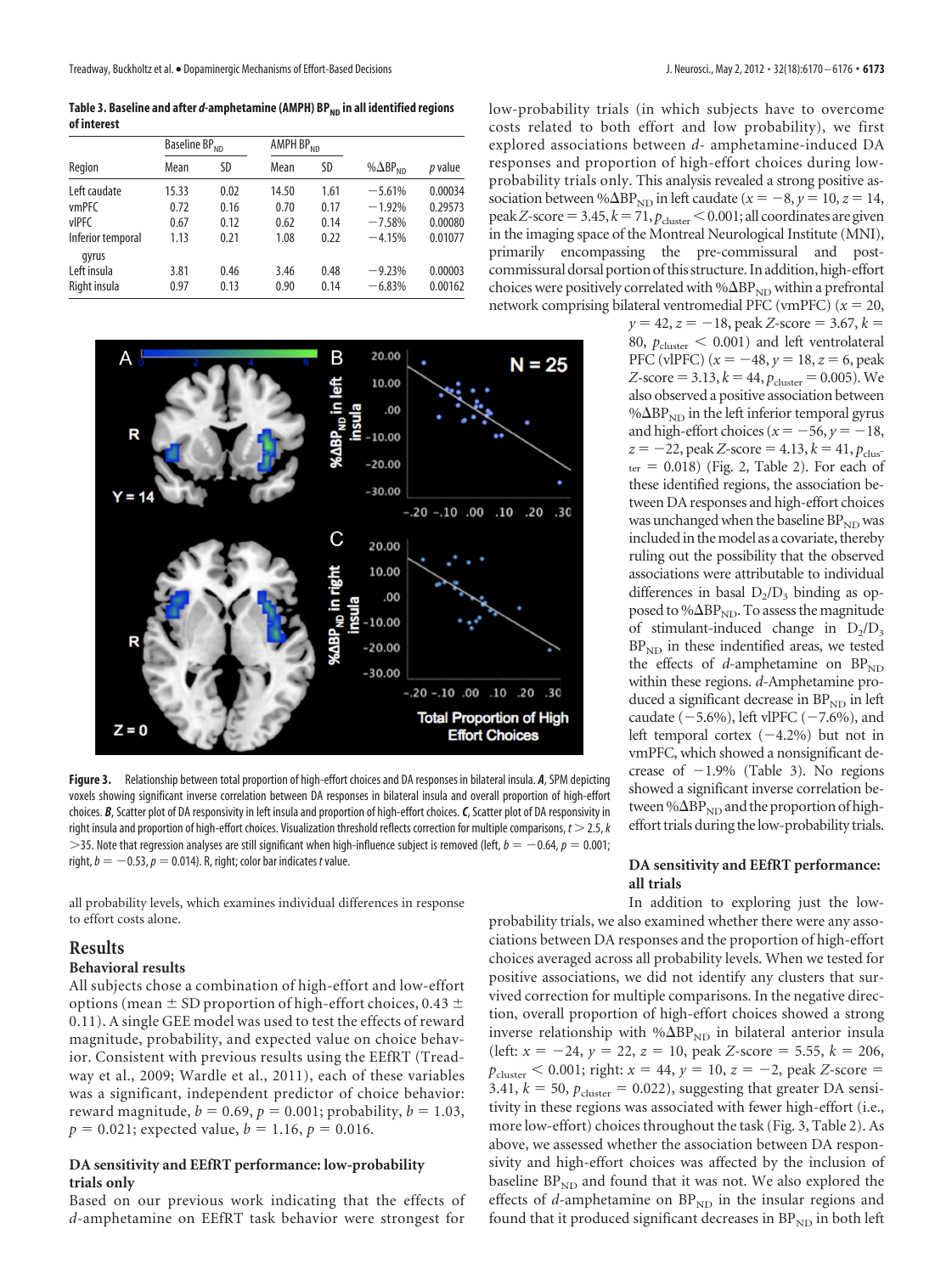**Table 3. Baseline and after *d*-amphetamine (AMPH) $BP_{ND}$ in all identified regions of interest**

| Region | Baseline $BP_{ND}$ Mean | Baseline $BP_{ND}$ SD | AMPH $BP_{ND}$ Mean | AMPH $BP_{ND}$ SD | $\%\Delta BP_{ND}$ | *p* value |
|---|---|---|---|---|---|---|
| Left caudate | 15.33 | 0.02 | 14.50 | 1.61 | −5.61% | 0.00034 |
| vmPFC | 0.72 | 0.16 | 0.70 | 0.17 | −1.92% | 0.29573 |
| vlPFC | 0.67 | 0.12 | 0.62 | 0.14 | −7.58% | 0.00080 |
| Inferior temporal gyrus | 1.13 | 0.21 | 1.08 | 0.22 | −4.15% | 0.01077 |
| Left insula | 3.81 | 0.46 | 3.46 | 0.48 | −9.23% | 0.00003 |
| Right insula | 0.97 | 0.13 | 0.90 | 0.14 | −6.83% | 0.00162 |

**Figure 3.** Relationship between total proportion of high-effort choices and DA responses in bilateral insula. ***A***, SPM depicting voxels showing significant inverse correlation between DA responses in bilateral insula and overall proportion of high-effort choices. ***B***, Scatter plot of DA responsivity in left insula and proportion of high-effort choices. ***C***, Scatter plot of DA responsivity in right insula and proportion of high-effort choices. Visualization threshold reflects correction for multiple comparisons, $t > 2.5$, $k > 35$. Note that regression analyses are still significant when high-influence subject is removed (left, $b = -0.64$, $p = 0.001$; right, $b = -0.53$, $p = 0.014$). R, right; color bar indicates *t* value.

all probability levels, which examines individual differences in response to effort costs alone.

## Results

### Behavioral results

All subjects chose a combination of high-effort and low-effort options (mean ± SD proportion of high-effort choices, 0.43 ± 0.11). A single GEE model was used to test the effects of reward magnitude, probability, and expected value on choice behavior. Consistent with previous results using the EEfRT (Treadway et al., 2009; Wardle et al., 2011), each of these variables was a significant, independent predictor of choice behavior: reward magnitude, $b = 0.69$, $p = 0.001$; probability, $b = 1.03$, $p = 0.021$; expected value, $b = 1.16$, $p = 0.016$.

### DA sensitivity and EEfRT performance: low-probability trials only

Based on our previous work indicating that the effects of *d*-amphetamine on EEfRT task behavior were strongest for low-probability trials (in which subjects have to overcome costs related to both effort and low probability), we first explored associations between *d*- amphetamine-induced DA responses and proportion of high-effort choices during low-probability trials only. This analysis revealed a strong positive association between $\%\Delta BP_{ND}$ in left caudate ($x = -8$, $y = 10$, $z = 14$, peak *Z*-score = 3.45, $k = 71$, $p_{cluster} < 0.001$; all coordinates are given in the imaging space of the Montreal Neurological Institute (MNI), primarily encompassing the pre-commissural and post-commissural dorsal portion of this structure. In addition, high-effort choices were positively correlated with $\%\Delta BP_{ND}$ within a prefrontal network comprising bilateral ventromedial PFC (vmPFC) ($x = 20$, $y = 42$, $z = -18$, peak *Z*-score = 3.67, $k = 80$, $p_{cluster} < 0.001$) and left ventrolateral PFC (vlPFC) ($x = -48$, $y = 18$, $z = 6$, peak *Z*-score = 3.13, $k = 44$, $p_{cluster} = 0.005$). We also observed a positive association between $\%\Delta BP_{ND}$ in the left inferior temporal gyrus and high-effort choices ($x = -56$, $y = -18$, $z = -22$, peak *Z*-score = 4.13, $k = 41$, $p_{cluster} = 0.018$) (Fig. 2, Table 2). For each of these identified regions, the association between DA responses and high-effort choices was unchanged when the baseline $BP_{ND}$ was included in the model as a covariate, thereby ruling out the possibility that the observed associations were attributable to individual differences in basal $D_2/D_3$ binding as opposed to $\%\Delta BP_{ND}$. To assess the magnitude of stimulant-induced change in $D_2/D_3$ $BP_{ND}$ in these indentified areas, we tested the effects of *d*-amphetamine on $BP_{ND}$ within these regions. *d*-Amphetamine produced a significant decrease in $BP_{ND}$ in left caudate (−5.6%), left vlPFC (−7.6%), and left temporal cortex (−4.2%) but not in vmPFC, which showed a nonsignificant decrease of −1.9% (Table 3). No regions showed a significant inverse correlation between $\%\Delta BP_{ND}$ and the proportion of high-effort trials during the low-probability trials.

### DA sensitivity and EEfRT performance: all trials

In addition to exploring just the low-probability trials, we also examined whether there were any associations between DA responses and the proportion of high-effort choices averaged across all probability levels. When we tested for positive associations, we did not identify any clusters that survived correction for multiple comparisons. In the negative direction, overall proportion of high-effort choices showed a strong inverse relationship with $\%\Delta BP_{ND}$ in bilateral anterior insula (left: $x = -24$, $y = 22$, $z = 10$, peak *Z*-score = 5.55, $k = 206$, $p_{cluster} < 0.001$; right: $x = 44$, $y = 10$, $z = -2$, peak *Z*-score = 3.41, $k = 50$, $p_{cluster} = 0.022$), suggesting that greater DA sensitivity in these regions was associated with fewer high-effort (i.e., more low-effort) choices throughout the task (Fig. 3, Table 2). As above, we assessed whether the association between DA responsivity and high-effort choices was affected by the inclusion of baseline $BP_{ND}$ and found that it was not. We also explored the effects of *d*-amphetamine on $BP_{ND}$ in the insular regions and found that it produced significant decreases in $BP_{ND}$ in both left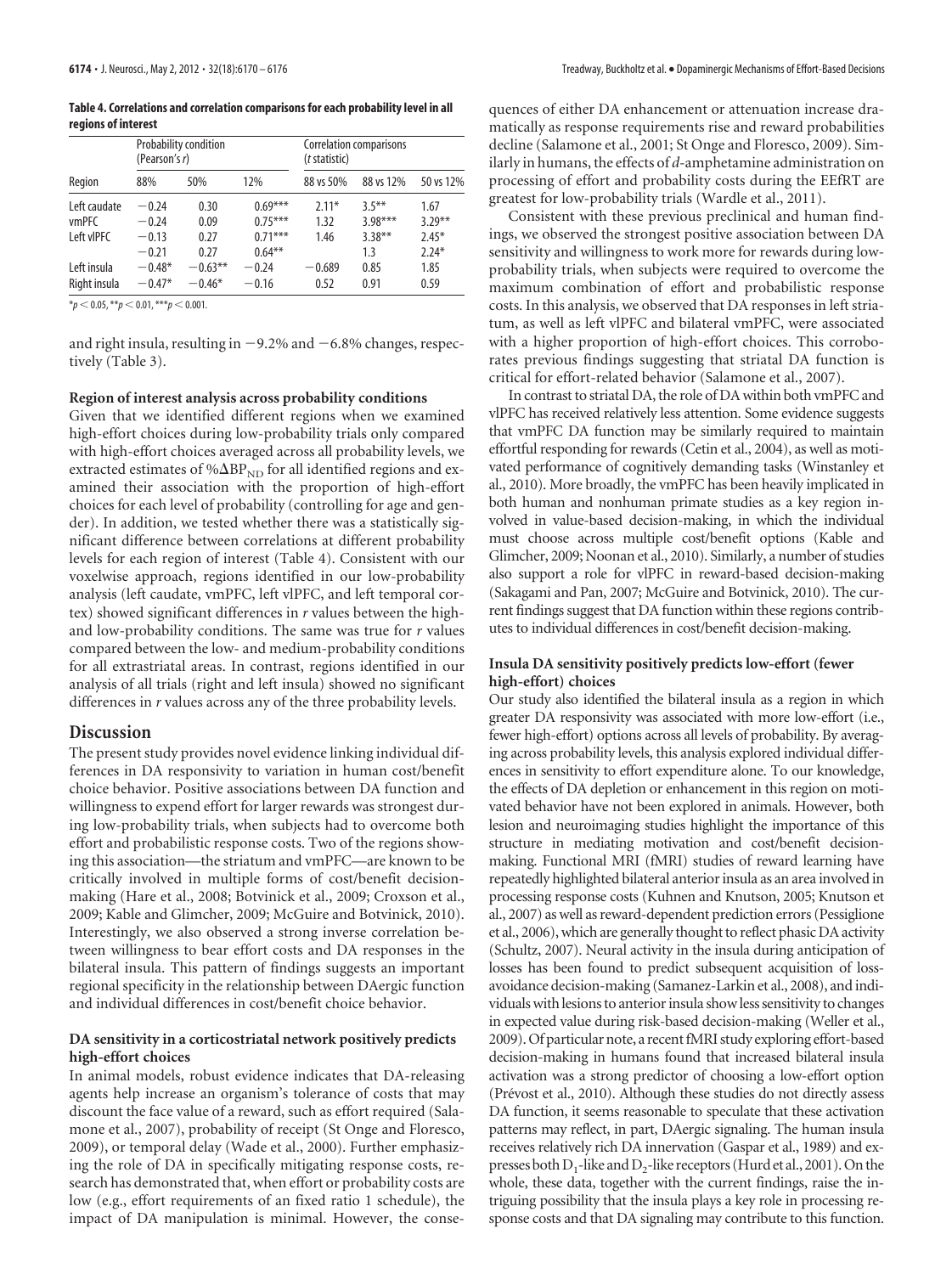**Table 4. Correlations and correlation comparisons for each probability level in all regions of interest**

| Region | Probability condition (Pearson's *r*) | | | Correlation comparisons (*t* statistic) | | |
|---|---|---|---|---|---|---|
| | 88% | 50% | 12% | 88 vs 50% | 88 vs 12% | 50 vs 12% |
| Left caudate | −0.24 | 0.30 | 0.69*** | 2.11* | 3.5** | 1.67 |
| vmPFC | −0.24 | 0.09 | 0.75*** | 1.32 | 3.98*** | 3.29** |
| Left vlPFC | −0.13 | 0.27 | 0.71*** | 1.46 | 3.38** | 2.45* |
| | −0.21 | 0.27 | 0.64** | | 1.3 | 2.24* |
| Left insula | −0.48* | −0.63** | −0.24 | −0.689 | 0.85 | 1.85 |
| Right insula | −0.47* | −0.46* | −0.16 | 0.52 | 0.91 | 0.59 |

*$p < 0.05$, **$p < 0.01$, ***$p < 0.001$.

and right insula, resulting in −9.2% and −6.8% changes, respectively (Table 3).

### Region of interest analysis across probability conditions

Given that we identified different regions when we examined high-effort choices during low-probability trials only compared with high-effort choices averaged across all probability levels, we extracted estimates of $\%\Delta BP_{ND}$ for all identified regions and examined their association with the proportion of high-effort choices for each level of probability (controlling for age and gender). In addition, we tested whether there was a statistically significant difference between correlations at different probability levels for each region of interest (Table 4). Consistent with our voxelwise approach, regions identified in our low-probability analysis (left caudate, vmPFC, left vlPFC, and left temporal cortex) showed significant differences in *r* values between the high- and low-probability conditions. The same was true for *r* values compared between the low- and medium-probability conditions for all extrastriatal areas. In contrast, regions identified in our analysis of all trials (right and left insula) showed no significant differences in *r* values across any of the three probability levels.

## Discussion

The present study provides novel evidence linking individual differences in DA responsivity to variation in human cost/benefit choice behavior. Positive associations between DA function and willingness to expend effort for larger rewards was strongest during low-probability trials, when subjects had to overcome both effort and probabilistic response costs. Two of the regions showing this association—the striatum and vmPFC—are known to be critically involved in multiple forms of cost/benefit decision-making (Hare et al., 2008; Botvinick et al., 2009; Croxson et al., 2009; Kable and Glimcher, 2009; McGuire and Botvinick, 2010). Interestingly, we also observed a strong inverse correlation between willingness to bear effort costs and DA responses in the bilateral insula. This pattern of findings suggests an important regional specificity in the relationship between DAergic function and individual differences in cost/benefit choice behavior.

### DA sensitivity in a corticostriatal network positively predicts high-effort choices

In animal models, robust evidence indicates that DA-releasing agents help increase an organism's tolerance of costs that may discount the face value of a reward, such as effort required (Salamone et al., 2007), probability of receipt (St Onge and Floresco, 2009), or temporal delay (Wade et al., 2000). Further emphasizing the role of DA in specifically mitigating response costs, research has demonstrated that, when effort or probability costs are low (e.g., effort requirements of an fixed ratio 1 schedule), the impact of DA manipulation is minimal. However, the consequences of either DA enhancement or attenuation increase dramatically as response requirements rise and reward probabilities decline (Salamone et al., 2001; St Onge and Floresco, 2009). Similarly in humans, the effects of *d*-amphetamine administration on processing of effort and probability costs during the EEfRT are greatest for low-probability trials (Wardle et al., 2011).

Consistent with these previous preclinical and human findings, we observed the strongest positive association between DA sensitivity and willingness to work more for rewards during low-probability trials, when subjects were required to overcome the maximum combination of effort and probabilistic response costs. In this analysis, we observed that DA responses in left striatum, as well as left vlPFC and bilateral vmPFC, were associated with a higher proportion of high-effort choices. This corroborates previous findings suggesting that striatal DA function is critical for effort-related behavior (Salamone et al., 2007).

In contrast to striatal DA, the role of DA within both vmPFC and vlPFC has received relatively less attention. Some evidence suggests that vmPFC DA function may be similarly required to maintain effortful responding for rewards (Cetin et al., 2004), as well as motivated performance of cognitively demanding tasks (Winstanley et al., 2010). More broadly, the vmPFC has been heavily implicated in both human and nonhuman primate studies as a key region involved in value-based decision-making, in which the individual must choose across multiple cost/benefit options (Kable and Glimcher, 2009; Noonan et al., 2010). Similarly, a number of studies also support a role for vlPFC in reward-based decision-making (Sakagami and Pan, 2007; McGuire and Botvinick, 2010). The current findings suggest that DA function within these regions contributes to individual differences in cost/benefit decision-making.

### Insula DA sensitivity positively predicts low-effort (fewer high-effort) choices

Our study also identified the bilateral insula as a region in which greater DA responsivity was associated with more low-effort (i.e., fewer high-effort) options across all levels of probability. By averaging across probability levels, this analysis explored individual differences in sensitivity to effort expenditure alone. To our knowledge, the effects of DA depletion or enhancement in this region on motivated behavior have not been explored in animals. However, both lesion and neuroimaging studies highlight the importance of this structure in mediating motivation and cost/benefit decision-making. Functional MRI (fMRI) studies of reward learning have repeatedly highlighted bilateral anterior insula as an area involved in processing response costs (Kuhnen and Knutson, 2005; Knutson et al., 2007) as well as reward-dependent prediction errors (Pessiglione et al., 2006), which are generally thought to reflect phasic DA activity (Schultz, 2007). Neural activity in the insula during anticipation of losses has been found to predict subsequent acquisition of loss-avoidance decision-making (Samanez-Larkin et al., 2008), and individuals with lesions to anterior insula show less sensitivity to changes in expected value during risk-based decision-making (Weller et al., 2009). Of particular note, a recent fMRI study exploring effort-based decision-making in humans found that increased bilateral insula activation was a strong predictor of choosing a low-effort option (Prévost et al., 2010). Although these studies do not directly assess DA function, it seems reasonable to speculate that these activation patterns may reflect, in part, DAergic signaling. The human insula receives relatively rich DA innervation (Gaspar et al., 1989) and expresses both $D_1$-like and $D_2$-like receptors (Hurd et al., 2001). On the whole, these data, together with the current findings, raise the intriguing possibility that the insula plays a key role in processing response costs and that DA signaling may contribute to this function.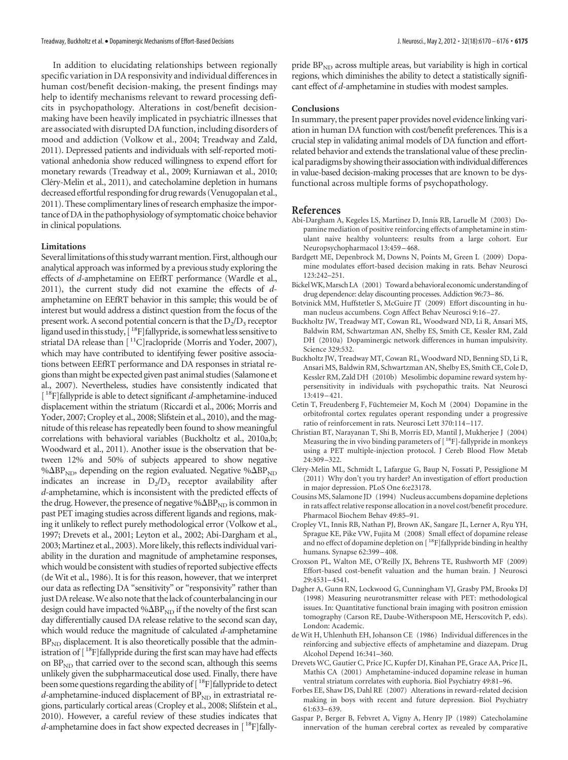In addition to elucidating relationships between regionally specific variation in DA responsivity and individual differences in human cost/benefit decision-making, the present findings may help to identify mechanisms relevant to reward processing deficits in psychopathology. Alterations in cost/benefit decision-making have been heavily implicated in psychiatric illnesses that are associated with disrupted DA function, including disorders of mood and addiction (Volkow et al., 2004; Treadway and Zald, 2011). Depressed patients and individuals with self-reported motivational anhedonia show reduced willingness to expend effort for monetary rewards (Treadway et al., 2009; Kurniawan et al., 2010; Cléry-Melin et al., 2011), and catecholamine depletion in humans decreased effortful responding for drug rewards (Venugopalan et al., 2011). These complimentary lines of research emphasize the importance of DA in the pathophysiology of symptomatic choice behavior in clinical populations.

#### Limitations

Several limitations of this study warrant mention. First, although our analytical approach was informed by a previous study exploring the effects of *d*-amphetamine on EEfRT performance (Wardle et al., 2011), the current study did not examine the effects of *d*-amphetamine on EEfRT behavior in this sample; this would be of interest but would address a distinct question from the focus of the present work. A second potential concern is that the $D_2/D_3$ receptor ligand used in this study, [$^{18}$F]fallypride, is somewhat less sensitive to striatal DA release than [$^{11}$C]raclopride (Morris and Yoder, 2007), which may have contributed to identifying fewer positive associations between EEfRT performance and DA responses in striatal regions than might be expected given past animal studies (Salamone et al., 2007). Nevertheless, studies have consistently indicated that [$^{18}$F]fallypride is able to detect significant *d*-amphetamine-induced displacement within the striatum (Riccardi et al., 2006; Morris and Yoder, 2007; Cropley et al., 2008; Slifstein et al., 2010), and the magnitude of this release has repeatedly been found to show meaningful correlations with behavioral variables (Buckholtz et al., 2010a,b; Woodward et al., 2011). Another issue is the observation that between 12% and 50% of subjects appeared to show negative $\%\Delta BP_{ND}$, depending on the region evaluated. Negative $\%\Delta BP_{ND}$ indicates an increase in $D_2/D_3$ receptor availability after *d*-amphetamine, which is inconsistent with the predicted effects of the drug. However, the presence of negative $\%\Delta BP_{ND}$ is common in past PET imaging studies across different ligands and regions, making it unlikely to reflect purely methodological error (Volkow et al., 1997; Drevets et al., 2001; Leyton et al., 2002; Abi-Dargham et al., 2003; Martinez et al., 2003). More likely, this reflects individual variability in the duration and magnitude of amphetamine responses, which would be consistent with studies of reported subjective effects (de Wit et al., 1986). It is for this reason, however, that we interpret our data as reflecting DA "sensitivity" or "responsivity" rather than just DA release. We also note that the lack of counterbalancing in our design could have impacted $\%\Delta BP_{ND}$ if the novelty of the first scan day differentially caused DA release relative to the second scan day, which would reduce the magnitude of calculated *d*-amphetamine $BP_{ND}$ displacement. It is also theoretically possible that the administration of [$^{18}$F]fallypride during the first scan may have had effects on $BP_{ND}$ that carried over to the second scan, although this seems unlikely given the subpharmaceutical dose used. Finally, there have been some questions regarding the ability of [$^{18}$F]fallypride to detect *d*-amphetamine-induced displacement of $BP_{ND}$ in extrastriatal regions, particularly cortical areas (Cropley et al., 2008; Slifstein et al., 2010). However, a careful review of these studies indicates that *d*-amphetamine does in fact show expected decreases in [$^{18}$F]fallypride $BP_{ND}$ across multiple areas, but variability is high in cortical regions, which diminishes the ability to detect a statistically significant effect of *d*-amphetamine in studies with modest samples.

#### Conclusions

In summary, the present paper provides novel evidence linking variation in human DA function with cost/benefit preferences. This is a crucial step in validating animal models of DA function and effort-related behavior and extends the translational value of these preclinical paradigms by showing their association with individual differences in value-based decision-making processes that are known to be dysfunctional across multiple forms of psychopathology.

## References

Abi-Dargham A, Kegeles LS, Martinez D, Innis RB, Laruelle M (2003) Dopamine mediation of positive reinforcing effects of amphetamine in stimulant naive healthy volunteers: results from a large cohort. Eur Neuropsychopharmacol 13:459–468.

Bardgett ME, Depenbrock M, Downs N, Points M, Green L (2009) Dopamine modulates effort-based decision making in rats. Behav Neurosci 123:242–251.

Bickel WK, Marsch LA (2001) Toward a behavioral economic understanding of drug dependence: delay discounting processes. Addiction 96:73–86.

Botvinick MM, Huffstetler S, McGuire JT (2009) Effort discounting in human nucleus accumbens. Cogn Affect Behav Neurosci 9:16–27.

Buckholtz JW, Treadway MT, Cowan RL, Woodward ND, Li R, Ansari MS, Baldwin RM, Schwartzman AN, Shelby ES, Smith CE, Kessler RM, Zald DH (2010a) Dopaminergic network differences in human impulsivity. Science 329:532.

Buckholtz JW, Treadway MT, Cowan RL, Woodward ND, Benning SD, Li R, Ansari MS, Baldwin RM, Schwartzman AN, Shelby ES, Smith CE, Cole D, Kessler RM, Zald DH (2010b) Mesolimbic dopamine reward system hypersensitivity in individuals with psychopathic traits. Nat Neurosci 13:419–421.

Cetin T, Freudenberg F, Füchtemeier M, Koch M (2004) Dopamine in the orbitofrontal cortex regulates operant responding under a progressive ratio of reinforcement in rats. Neurosci Lett 370:114–117.

Christian BT, Narayanan T, Shi B, Morris ED, Mantil J, Mukherjee J (2004) Measuring the in vivo binding parameters of [$^{18}$F]-fallypride in monkeys using a PET multiple-injection protocol. J Cereb Blood Flow Metab 24:309–322.

Cléry-Melin ML, Schmidt L, Lafargue G, Baup N, Fossati P, Pessiglione M (2011) Why don't you try harder? An investigation of effort production in major depression. PLoS One 6:e23178.

Cousins MS, Salamone JD (1994) Nucleus accumbens dopamine depletions in rats affect relative response allocation in a novel cost/benefit procedure. Pharmacol Biochem Behav 49:85–91.

Cropley VL, Innis RB, Nathan PJ, Brown AK, Sangare JL, Lerner A, Ryu YH, Sprague KE, Pike VW, Fujita M (2008) Small effect of dopamine release and no effect of dopamine depletion on [$^{18}$F]fallypride binding in healthy humans. Synapse 62:399–408.

Croxson PL, Walton ME, O'Reilly JX, Behrens TE, Rushworth MF (2009) Effort-based cost-benefit valuation and the human brain. J Neurosci 29:4531–4541.

Dagher A, Gunn RN, Lockwood G, Cunningham VJ, Grasby PM, Brooks DJ (1998) Measuring neurotransmitter release with PET: methodological issues. In: Quantitative functional brain imaging with positron emission tomography (Carson RE, Daube-Witherspoon ME, Herscovitch P, eds). London: Academic.

de Wit H, Uhlenhuth EH, Johanson CE (1986) Individual differences in the reinforcing and subjective effects of amphetamine and diazepam. Drug Alcohol Depend 16:341–360.

Drevets WC, Gautier C, Price JC, Kupfer DJ, Kinahan PE, Grace AA, Price JL, Mathis CA (2001) Amphetamine-induced dopamine release in human ventral striatum correlates with euphoria. Biol Psychiatry 49:81–96.

Forbes EE, Shaw DS, Dahl RE (2007) Alterations in reward-related decision making in boys with recent and future depression. Biol Psychiatry 61:633–639.

Gaspar P, Berger B, Febvret A, Vigny A, Henry JP (1989) Catecholamine innervation of the human cerebral cortex as revealed by comparative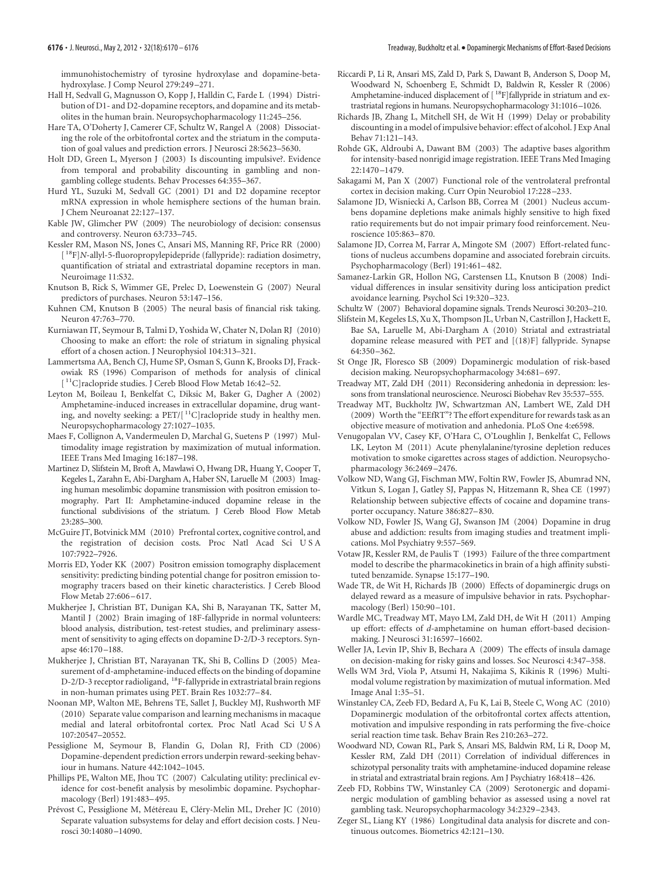immunohistochemistry of tyrosine hydroxylase and dopamine-beta-hydroxylase. J Comp Neurol 279:249–271.

Hall H, Sedvall G, Magnusson O, Kopp J, Halldin C, Farde L (1994) Distribution of D1- and D2-dopamine receptors, and dopamine and its metabolites in the human brain. Neuropsychopharmacology 11:245–256.

Hare TA, O'Doherty J, Camerer CF, Schultz W, Rangel A (2008) Dissociating the role of the orbitofrontal cortex and the striatum in the computation of goal values and prediction errors. J Neurosci 28:5623–5630.

Holt DD, Green L, Myerson J (2003) Is discounting impulsive?. Evidence from temporal and probability discounting in gambling and non-gambling college students. Behav Processes 64:355–367.

Hurd YL, Suzuki M, Sedvall GC (2001) D1 and D2 dopamine receptor mRNA expression in whole hemisphere sections of the human brain. J Chem Neuroanat 22:127–137.

Kable JW, Glimcher PW (2009) The neurobiology of decision: consensus and controversy. Neuron 63:733–745.

Kessler RM, Mason NS, Jones C, Ansari MS, Manning RF, Price RR (2000) [$^{18}$F]*N*-allyl-5-fluoropropylepidepride (fallypride): radiation dosimetry, quantification of striatal and extrastriatal dopamine receptors in man. Neuroimage 11:S32.

Knutson B, Rick S, Wimmer GE, Prelec D, Loewenstein G (2007) Neural predictors of purchases. Neuron 53:147–156.

Kuhnen CM, Knutson B (2005) The neural basis of financial risk taking. Neuron 47:763–770.

Kurniawan IT, Seymour B, Talmi D, Yoshida W, Chater N, Dolan RJ (2010) Choosing to make an effort: the role of striatum in signaling physical effort of a chosen action. J Neurophysiol 104:313–321.

Lammertsma AA, Bench CJ, Hume SP, Osman S, Gunn K, Brooks DJ, Frackowiak RS (1996) Comparison of methods for analysis of clinical [$^{11}$C]raclopride studies. J Cereb Blood Flow Metab 16:42–52.

Leyton M, Boileau I, Benkelfat C, Diksic M, Baker G, Dagher A (2002) Amphetamine-induced increases in extracellular dopamine, drug wanting, and novelty seeking: a PET/[$^{11}$C]raclopride study in healthy men. Neuropsychopharmacology 27:1027–1035.

Maes F, Collignon A, Vandermeulen D, Marchal G, Suetens P (1997) Multimodality image registration by maximization of mutual information. IEEE Trans Med Imaging 16:187–198.

Martinez D, Slifstein M, Broft A, Mawlawi O, Hwang DR, Huang Y, Cooper T, Kegeles L, Zarahn E, Abi-Dargham A, Haber SN, Laruelle M (2003) Imaging human mesolimbic dopamine transmission with positron emission tomography. Part II: Amphetamine-induced dopamine release in the functional subdivisions of the striatum. J Cereb Blood Flow Metab 23:285–300.

McGuire JT, Botvinick MM (2010) Prefrontal cortex, cognitive control, and the registration of decision costs. Proc Natl Acad Sci U S A 107:7922–7926.

Morris ED, Yoder KK (2007) Positron emission tomography displacement sensitivity: predicting binding potential change for positron emission tomography tracers based on their kinetic characteristics. J Cereb Blood Flow Metab 27:606–617.

Mukherjee J, Christian BT, Dunigan KA, Shi B, Narayanan TK, Satter M, Mantil J (2002) Brain imaging of 18F-fallypride in normal volunteers: blood analysis, distribution, test-retest studies, and preliminary assessment of sensitivity to aging effects on dopamine D-2/D-3 receptors. Synapse 46:170–188.

Mukherjee J, Christian BT, Narayanan TK, Shi B, Collins D (2005) Measurement of d-amphetamine-induced effects on the binding of dopamine D-2/D-3 receptor radioligand, $^{18}$F-fallypride in extrastriatal brain regions in non-human primates using PET. Brain Res 1032:77–84.

Noonan MP, Walton ME, Behrens TE, Sallet J, Buckley MJ, Rushworth MF (2010) Separate value comparison and learning mechanisms in macaque medial and lateral orbitofrontal cortex. Proc Natl Acad Sci U S A 107:20547–20552.

Pessiglione M, Seymour B, Flandin G, Dolan RJ, Frith CD (2006) Dopamine-dependent prediction errors underpin reward-seeking behaviour in humans. Nature 442:1042–1045.

Phillips PE, Walton ME, Jhou TC (2007) Calculating utility: preclinical evidence for cost-benefit analysis by mesolimbic dopamine. Psychopharmacology (Berl) 191:483–495.

Prévost C, Pessiglione M, Météreau E, Cléry-Melin ML, Dreher JC (2010) Separate valuation subsystems for delay and effort decision costs. J Neurosci 30:14080–14090.

Riccardi P, Li R, Ansari MS, Zald D, Park S, Dawant B, Anderson S, Doop M, Woodward N, Schoenberg E, Schmidt D, Baldwin R, Kessler R (2006) Amphetamine-induced displacement of [$^{18}$F]fallypride in striatum and extrastriatal regions in humans. Neuropsychopharmacology 31:1016–1026.

Richards JB, Zhang L, Mitchell SH, de Wit H (1999) Delay or probability discounting in a model of impulsive behavior: effect of alcohol. J Exp Anal Behav 71:121–143.

Rohde GK, Aldroubi A, Dawant BM (2003) The adaptive bases algorithm for intensity-based nonrigid image registration. IEEE Trans Med Imaging 22:1470–1479.

Sakagami M, Pan X (2007) Functional role of the ventrolateral prefrontal cortex in decision making. Curr Opin Neurobiol 17:228–233.

Salamone JD, Wisniecki A, Carlson BB, Correa M (2001) Nucleus accumbens dopamine depletions make animals highly sensitive to high fixed ratio requirements but do not impair primary food reinforcement. Neuroscience 105:863–870.

Salamone JD, Correa M, Farrar A, Mingote SM (2007) Effort-related functions of nucleus accumbens dopamine and associated forebrain circuits. Psychopharmacology (Berl) 191:461–482.

Samanez-Larkin GR, Hollon NG, Carstensen LL, Knutson B (2008) Individual differences in insular sensitivity during loss anticipation predict avoidance learning. Psychol Sci 19:320–323.

Schultz W (2007) Behavioral dopamine signals. Trends Neurosci 30:203–210.

Slifstein M, Kegeles LS, Xu X, Thompson JL, Urban N, Castrillon J, Hackett E, Bae SA, Laruelle M, Abi-Dargham A (2010) Striatal and extrastriatal dopamine release measured with PET and [(18)F] fallypride. Synapse 64:350–362.

St Onge JR, Floresco SB (2009) Dopaminergic modulation of risk-based decision making. Neuropsychopharmacology 34:681–697.

Treadway MT, Zald DH (2011) Reconsidering anhedonia in depression: lessons from translational neuroscience. Neurosci Biobehav Rev 35:537–555.

Treadway MT, Buckholtz JW, Schwartzman AN, Lambert WE, Zald DH (2009) Worth the "EEfRT"? The effort expenditure for rewards task as an objective measure of motivation and anhedonia. PLoS One 4:e6598.

Venugopalan VV, Casey KF, O'Hara C, O'Loughlin J, Benkelfat C, Fellows LK, Leyton M (2011) Acute phenylalanine/tyrosine depletion reduces motivation to smoke cigarettes across stages of addiction. Neuropsychopharmacology 36:2469–2476.

Volkow ND, Wang GJ, Fischman MW, Foltin RW, Fowler JS, Abumrad NN, Vitkun S, Logan J, Gatley SJ, Pappas N, Hitzemann R, Shea CE (1997) Relationship between subjective effects of cocaine and dopamine transporter occupancy. Nature 386:827–830.

Volkow ND, Fowler JS, Wang GJ, Swanson JM (2004) Dopamine in drug abuse and addiction: results from imaging studies and treatment implications. Mol Psychiatry 9:557–569.

Votaw JR, Kessler RM, de Paulis T (1993) Failure of the three compartment model to describe the pharmacokinetics in brain of a high affinity substituted benzamide. Synapse 15:177–190.

Wade TR, de Wit H, Richards JB (2000) Effects of dopaminergic drugs on delayed reward as a measure of impulsive behavior in rats. Psychopharmacology (Berl) 150:90–101.

Wardle MC, Treadway MT, Mayo LM, Zald DH, de Wit H (2011) Amping up effort: effects of *d*-amphetamine on human effort-based decision-making. J Neurosci 31:16597–16602.

Weller JA, Levin IP, Shiv B, Bechara A (2009) The effects of insula damage on decision-making for risky gains and losses. Soc Neurosci 4:347–358.

Wells WM 3rd, Viola P, Atsumi H, Nakajima S, Kikinis R (1996) Multi-modal volume registration by maximization of mutual information. Med Image Anal 1:35–51.

Winstanley CA, Zeeb FD, Bedard A, Fu K, Lai B, Steele C, Wong AC (2010) Dopaminergic modulation of the orbitofrontal cortex affects attention, motivation and impulsive responding in rats performing the five-choice serial reaction time task. Behav Brain Res 210:263–272.

Woodward ND, Cowan RL, Park S, Ansari MS, Baldwin RM, Li R, Doop M, Kessler RM, Zald DH (2011) Correlation of individual differences in schizotypal personality traits with amphetamine-induced dopamine release in striatal and extrastriatal brain regions. Am J Psychiatry 168:418–426.

Zeeb FD, Robbins TW, Winstanley CA (2009) Serotonergic and dopaminergic modulation of gambling behavior as assessed using a novel rat gambling task. Neuropsychopharmacology 34:2329–2343.

Zeger SL, Liang KY (1986) Longitudinal data analysis for discrete and continuous outcomes. Biometrics 42:121–130.